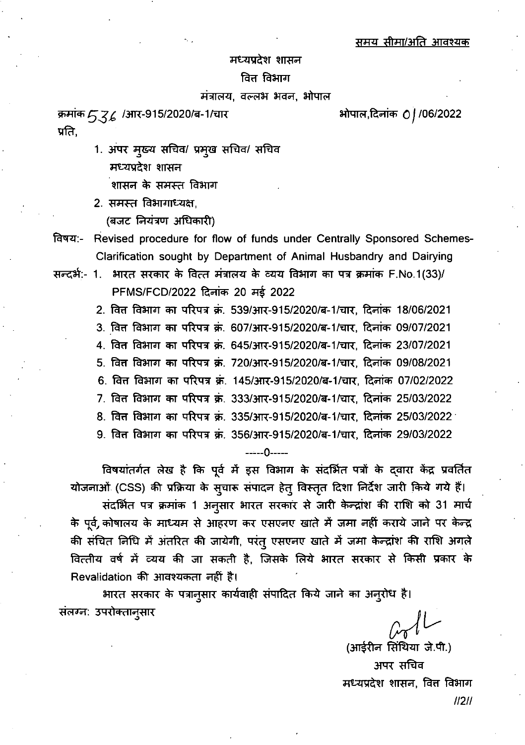<u>समय सीमा/अति आवश्यक</u>

मध्यप्रदेश शासन

वित्त विभाग

मंत्रालय, वल्लभ भवन, भोपाल

क्रमांक 536 /आर-915/2020/ब-1/चार भोपाल,दिनांक 01/06/2022

प्रति,

1. अपर मुख्य सचिव/ प्रमुख सचिव/ सचिव
   मध्यप्रदेश शासन
   शासन के समस्त विभाग
2. समस्त विभागाध्यक्ष,
   (बजट नियंत्रण अधिकारी)

विषय:- Revised procedure for flow of funds under Centrally Sponsored Schemes- Clarification sought by Department of Animal Husbandry and Dairying

सन्दर्भ:-
1. भारत सरकार के वित्त मंत्रालय के व्यय विभाग का पत्र क्रमांक F.No.1(33)/PFMS/FCD/2022 दिनांक 20 मई 2022
2. वित्त विभाग का परिपत्र क्रं. 539/आर-915/2020/ब-1/चार, दिनांक 18/06/2021
3. वित्त विभाग का परिपत्र क्रं. 607/आर-915/2020/ब-1/चार, दिनांक 09/07/2021
4. वित्त विभाग का परिपत्र क्रं. 645/आर-915/2020/ब-1/चार, दिनांक 23/07/2021
5. वित्त विभाग का परिपत्र क्रं. 720/आर-915/2020/ब-1/चार, दिनांक 09/08/2021
6. वित्त विभाग का परिपत्र क्रं. 145/आर-915/2020/ब-1/चार, दिनांक 07/02/2022
7. वित्त विभाग का परिपत्र क्रं. 333/आर-915/2020/ब-1/चार, दिनांक 25/03/2022
8. वित्त विभाग का परिपत्र क्रं. 335/आर-915/2020/ब-1/चार, दिनांक 25/03/2022
9. वित्त विभाग का परिपत्र क्रं. 356/आर-915/2020/ब-1/चार, दिनांक 29/03/2022

-----0-----

विषयांतर्गत लेख है कि पूर्व में इस विभाग के संदर्भित पत्रों के द्वारा केंद्र प्रवर्तित योजनाओं (CSS) की प्रक्रिया के सुचारू संपादन हेतु विस्तृत दिशा निर्देश जारी किये गये हैं।

संदर्भित पत्र क्रमांक 1 अनुसार भारत सरकार से जारी केन्द्रांश की राशि को 31 मार्च के पूर्व, कोषालय के माध्यम से आहरण कर एसएनए खाते में जमा नहीं कराये जाने पर केन्द्र की संचित निधि में अंतरित की जायेगी, परंतु एसएनए खाते में जमा केन्द्रांश की राशि अगले वित्तीय वर्ष में व्यय की जा सकती है, जिसके लिये भारत सरकार से किसी प्रकार के Revalidation की आवश्यकता नहीं है।

भारत सरकार के पत्रानुसार कार्यवाही संपादित किये जाने का अनुरोध है।

संलग्न: उपरोक्तानुसार

(आईरीन सिंथिया जे.पी.)

अपर सचिव

मध्यप्रदेश शासन, वित्त विभाग

//2//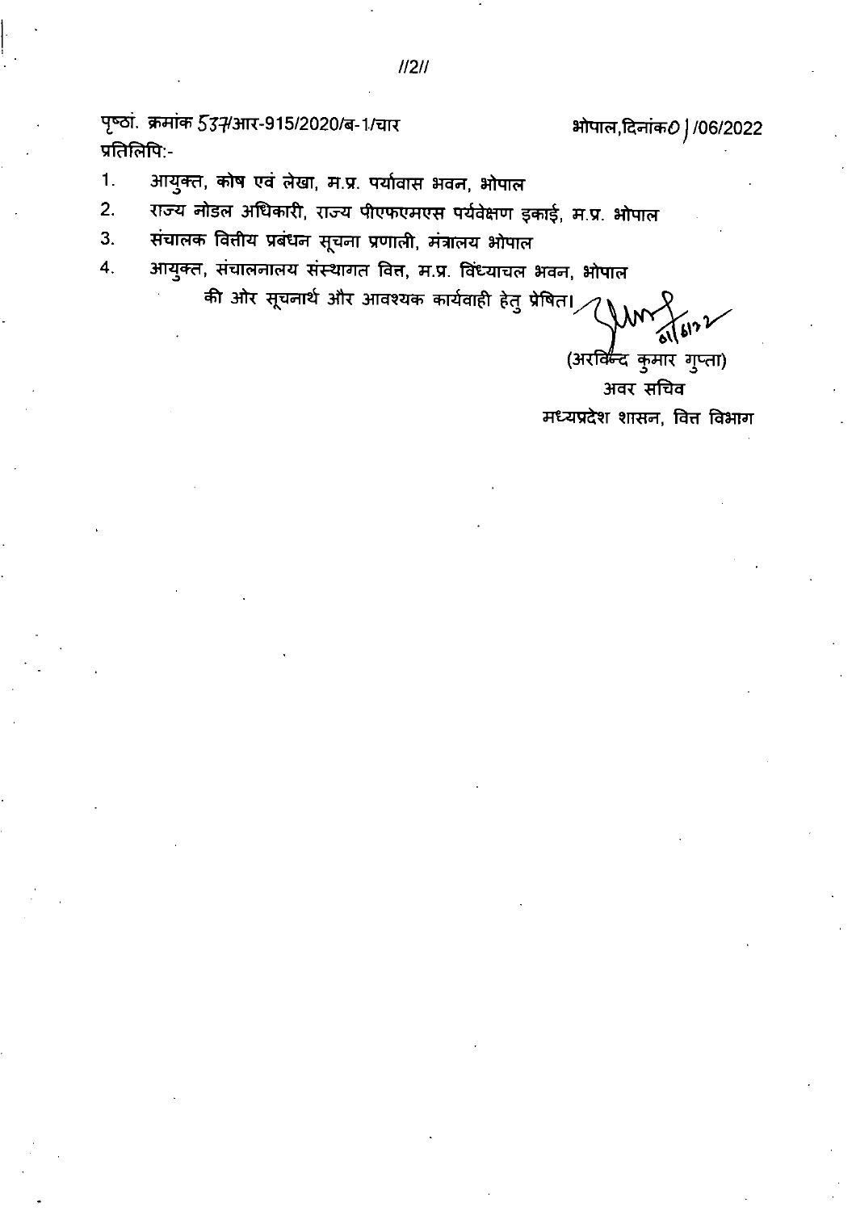पृष्ठां. क्रमांक 537/आर-915/2020/ब-1/चार    भोपाल,दिनांक01/06/2022

प्रतिलिपि:-

1. आयुक्त, कोष एवं लेखा, म.प्र. पर्यावास भवन, भोपाल
2. राज्य नोडल अधिकारी, राज्य पीएफएमएस पर्यवेक्षण इकाई, म.प्र. भोपाल
3. संचालक वित्तीय प्रबंधन सूचना प्रणाली, मंत्रालय भोपाल
4. आयुक्त, संचालनालय संस्थागत वित्त, म.प्र. विंध्याचल भवन, भोपाल

की ओर सूचनार्थ और आवश्यक कार्यवाही हेतु प्रेषित।

01/6/22

(अरविन्द कुमार गुप्ता)
अवर सचिव
मध्यप्रदेश शासन, वित्त विभाग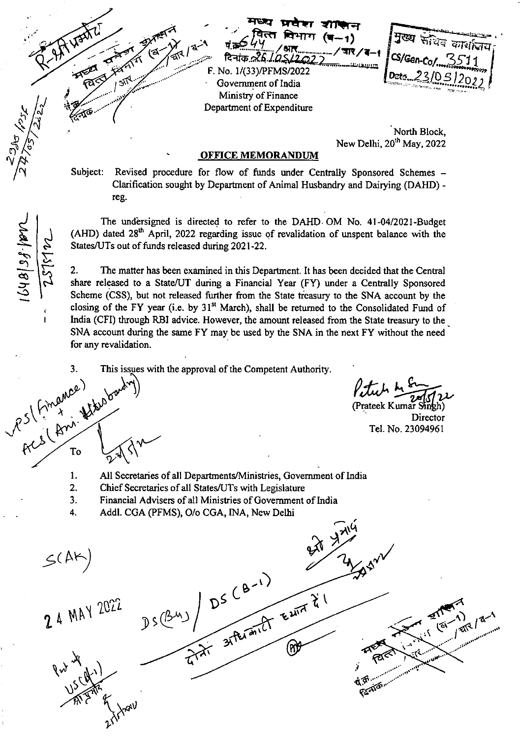F. No. 1/(33)/PFMS/2022
Government of India
Ministry of Finance
Department of Expenditure

North Block,
New Delhi, 20th May, 2022

## OFFICE MEMORANDUM

Subject: Revised procedure for flow of funds under Centrally Sponsored Schemes – Clarification sought by Department of Animal Husbandry and Dairying (DAHD) - reg.

The undersigned is directed to refer to the DAHD OM No. 41-04/2021-Budget (AHD) dated 28th April, 2022 regarding issue of revalidation of unspent balance with the States/UTs out of funds released during 2021-22.

2. The matter has been examined in this Department. It has been decided that the Central share released to a State/UT during a Financial Year (FY) under a Centrally Sponsored Scheme (CSS), but not released further from the State treasury to the SNA account by the closing of the FY year (i.e. by 31st March), shall be returned to the Consolidated Fund of India (CFI) through RBI advice. However, the amount released from the State treasury to the SNA account during the same FY may be used by the SNA in the next FY without the need for any revalidation.

3. This issues with the approval of the Competent Authority.

(Prateek Kumar Singh)
Director
Tel. No. 23094961

To

1. All Secretaries of all Departments/Ministries, Government of India
2. Chief Secretaries of all States/UTs with Legislature
3. Financial Advisers of all Ministries of Government of India
4. Addl. CGA (PFMS), O/o CGA, INA, New Delhi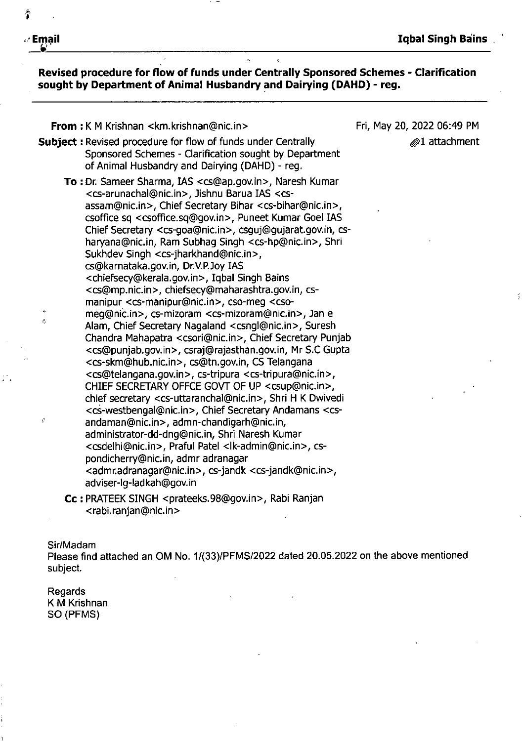**Email** **Iqbal Singh Bains**

**Revised procedure for flow of funds under Centrally Sponsored Schemes - Clarification sought by Department of Animal Husbandry and Dairying (DAHD) - reg.**

---

**From :** K M Krishnan <km.krishnan@nic.in>

Fri, May 20, 2022 06:49 PM

1 attachment

**Subject :** Revised procedure for flow of funds under Centrally Sponsored Schemes - Clarification sought by Department of Animal Husbandry and Dairying (DAHD) - reg.

**To :** Dr. Sameer Sharma, IAS <cs@ap.gov.in>, Naresh Kumar <cs-arunachal@nic.in>, Jishnu Barua IAS <cs-assam@nic.in>, Chief Secretary Bihar <cs-bihar@nic.in>, csoffice sq <csoffice.sq@gov.in>, Puneet Kumar Goel IAS Chief Secretary <cs-goa@nic.in>, csguj@gujarat.gov.in, cs-haryana@nic.in, Ram Subhag Singh <cs-hp@nic.in>, Shri Sukhdev Singh <cs-jharkhand@nic.in>, cs@karnataka.gov.in, Dr.V.P.Joy IAS <chiefsecy@kerala.gov.in>, Iqbal Singh Bains <cs@mp.nic.in>, chiefsecy@maharashtra.gov.in, cs-manipur <cs-manipur@nic.in>, cso-meg <cso-meg@nic.in>, cs-mizoram <cs-mizoram@nic.in>, Jan e Alam, Chief Secretary Nagaland <csngl@nic.in>, Suresh Chandra Mahapatra <csori@nic.in>, Chief Secretary Punjab <cs@punjab.gov.in>, csraj@rajasthan.gov.in, Mr S.C Gupta <cs-skm@hub.nic.in>, cs@tn.gov.in, CS Telangana <cs@telangana.gov.in>, cs-tripura <cs-tripura@nic.in>, CHIEF SECRETARY OFFCE GOVT OF UP <csup@nic.in>, chief secretary <cs-uttaranchal@nic.in>, Shri H K Dwivedi <cs-westbengal@nic.in>, Chief Secretary Andamans <cs-andaman@nic.in>, admn-chandigarh@nic.in, administrator-dd-dng@nic.in, Shri Naresh Kumar <csdelhi@nic.in>, Praful Patel <lk-admin@nic.in>, cs-pondicherry@nic.in, admr adranagar <admr.adranagar@nic.in>, cs-jandk <cs-jandk@nic.in>, adviser-lg-ladkah@gov.in

**Cc :** PRATEEK SINGH <prateeks.98@gov.in>, Rabi Ranjan <rabi.ranjan@nic.in>

Sir/Madam

Please find attached an OM No. 1/(33)/PFMS/2022 dated 20.05.2022 on the above mentioned subject.

Regards

K M Krishnan

SO (PFMS)